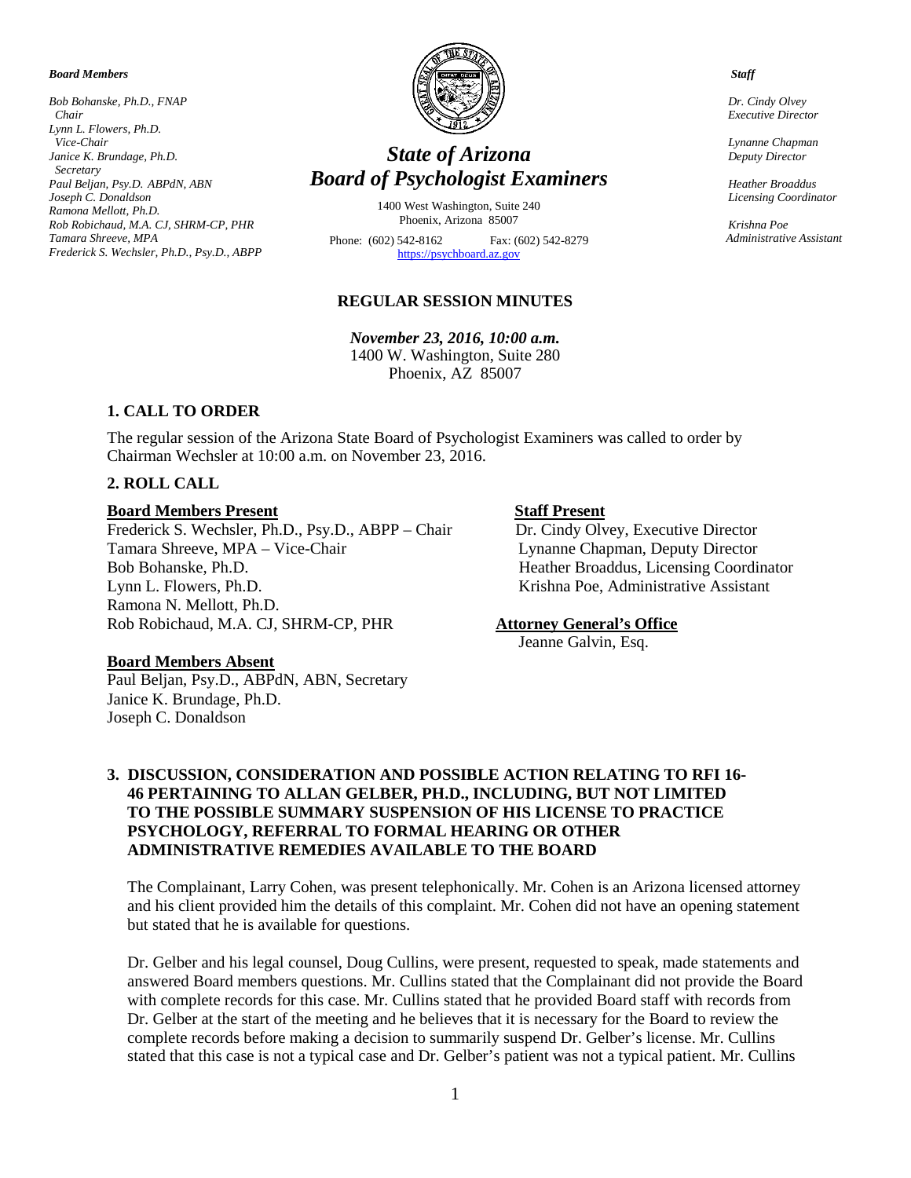*Board Members*

*Bob Bohanske, Ph.D., FNAP*
*Chair*
*Lynn L. Flowers, Ph.D.*
*Vice-Chair*
*Janice K. Brundage, Ph.D.*
*Secretary*
*Paul Beljan, Psy.D. ABPdN, ABN*
*Joseph C. Donaldson*
*Ramona Mellott, Ph.D.*
*Rob Robichaud, M.A. CJ, SHRM-CP, PHR*
*Tamara Shreeve, MPA*
*Frederick S. Wechsler, Ph.D., Psy.D., ABPP*

# *State of Arizona*
# *Board of Psychologist Examiners*

1400 West Washington, Suite 240
Phoenix, Arizona 85007
Phone: (602) 542-8162 Fax: (602) 542-8279
https://psychboard.az.gov

*Staff*

*Dr. Cindy Olvey*
*Executive Director*

*Lynanne Chapman*
*Deputy Director*

*Heather Broaddus*
*Licensing Coordinator*

*Krishna Poe*
*Administrative Assistant*

## REGULAR SESSION MINUTES

***November 23, 2016, 10:00 a.m.***
1400 W. Washington, Suite 280
Phoenix, AZ 85007

### 1. CALL TO ORDER

The regular session of the Arizona State Board of Psychologist Examiners was called to order by Chairman Wechsler at 10:00 a.m. on November 23, 2016.

### 2. ROLL CALL

**Board Members Present**
Frederick S. Wechsler, Ph.D., Psy.D., ABPP – Chair
Tamara Shreeve, MPA – Vice-Chair
Bob Bohanske, Ph.D.
Lynn L. Flowers, Ph.D.
Ramona N. Mellott, Ph.D.
Rob Robichaud, M.A. CJ, SHRM-CP, PHR

**Board Members Absent**
Paul Beljan, Psy.D., ABPdN, ABN, Secretary
Janice K. Brundage, Ph.D.
Joseph C. Donaldson

**Staff Present**
Dr. Cindy Olvey, Executive Director
Lynanne Chapman, Deputy Director
Heather Broaddus, Licensing Coordinator
Krishna Poe, Administrative Assistant

**Attorney General's Office**
Jeanne Galvin, Esq.

### 3. DISCUSSION, CONSIDERATION AND POSSIBLE ACTION RELATING TO RFI 16-46 PERTAINING TO ALLAN GELBER, PH.D., INCLUDING, BUT NOT LIMITED TO THE POSSIBLE SUMMARY SUSPENSION OF HIS LICENSE TO PRACTICE PSYCHOLOGY, REFERRAL TO FORMAL HEARING OR OTHER ADMINISTRATIVE REMEDIES AVAILABLE TO THE BOARD

The Complainant, Larry Cohen, was present telephonically. Mr. Cohen is an Arizona licensed attorney and his client provided him the details of this complaint. Mr. Cohen did not have an opening statement but stated that he is available for questions.

Dr. Gelber and his legal counsel, Doug Cullins, were present, requested to speak, made statements and answered Board members questions. Mr. Cullins stated that the Complainant did not provide the Board with complete records for this case. Mr. Cullins stated that he provided Board staff with records from Dr. Gelber at the start of the meeting and he believes that it is necessary for the Board to review the complete records before making a decision to summarily suspend Dr. Gelber's license. Mr. Cullins stated that this case is not a typical case and Dr. Gelber's patient was not a typical patient. Mr. Cullins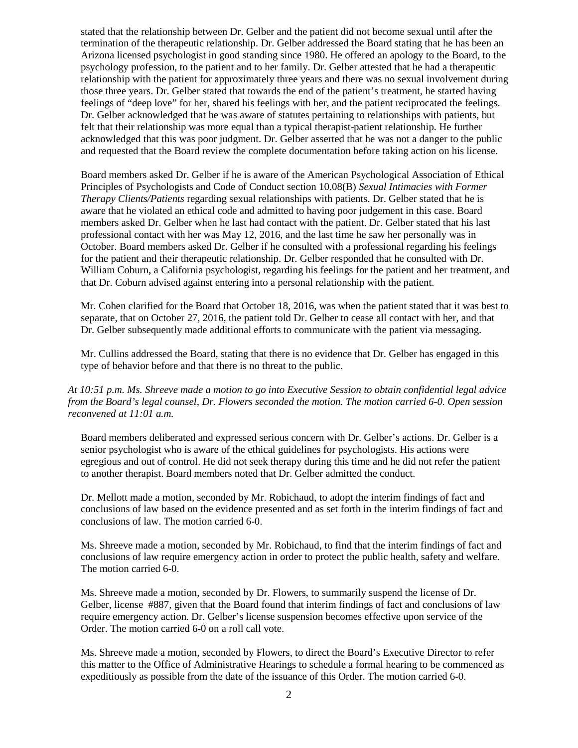stated that the relationship between Dr. Gelber and the patient did not become sexual until after the termination of the therapeutic relationship. Dr. Gelber addressed the Board stating that he has been an Arizona licensed psychologist in good standing since 1980. He offered an apology to the Board, to the psychology profession, to the patient and to her family. Dr. Gelber attested that he had a therapeutic relationship with the patient for approximately three years and there was no sexual involvement during those three years. Dr. Gelber stated that towards the end of the patient's treatment, he started having feelings of "deep love" for her, shared his feelings with her, and the patient reciprocated the feelings. Dr. Gelber acknowledged that he was aware of statutes pertaining to relationships with patients, but felt that their relationship was more equal than a typical therapist-patient relationship. He further acknowledged that this was poor judgment. Dr. Gelber asserted that he was not a danger to the public and requested that the Board review the complete documentation before taking action on his license.

Board members asked Dr. Gelber if he is aware of the American Psychological Association of Ethical Principles of Psychologists and Code of Conduct section 10.08(B) *Sexual Intimacies with Former Therapy Clients/Patients* regarding sexual relationships with patients. Dr. Gelber stated that he is aware that he violated an ethical code and admitted to having poor judgement in this case. Board members asked Dr. Gelber when he last had contact with the patient. Dr. Gelber stated that his last professional contact with her was May 12, 2016, and the last time he saw her personally was in October. Board members asked Dr. Gelber if he consulted with a professional regarding his feelings for the patient and their therapeutic relationship. Dr. Gelber responded that he consulted with Dr. William Coburn, a California psychologist, regarding his feelings for the patient and her treatment, and that Dr. Coburn advised against entering into a personal relationship with the patient.

Mr. Cohen clarified for the Board that October 18, 2016, was when the patient stated that it was best to separate, that on October 27, 2016, the patient told Dr. Gelber to cease all contact with her, and that Dr. Gelber subsequently made additional efforts to communicate with the patient via messaging.

Mr. Cullins addressed the Board, stating that there is no evidence that Dr. Gelber has engaged in this type of behavior before and that there is no threat to the public.

*At 10:51 p.m. Ms. Shreeve made a motion to go into Executive Session to obtain confidential legal advice from the Board's legal counsel, Dr. Flowers seconded the motion. The motion carried 6-0. Open session reconvened at 11:01 a.m.*

Board members deliberated and expressed serious concern with Dr. Gelber's actions. Dr. Gelber is a senior psychologist who is aware of the ethical guidelines for psychologists. His actions were egregious and out of control. He did not seek therapy during this time and he did not refer the patient to another therapist. Board members noted that Dr. Gelber admitted the conduct.

Dr. Mellott made a motion, seconded by Mr. Robichaud, to adopt the interim findings of fact and conclusions of law based on the evidence presented and as set forth in the interim findings of fact and conclusions of law. The motion carried 6-0.

Ms. Shreeve made a motion, seconded by Mr. Robichaud, to find that the interim findings of fact and conclusions of law require emergency action in order to protect the public health, safety and welfare. The motion carried 6-0.

Ms. Shreeve made a motion, seconded by Dr. Flowers, to summarily suspend the license of Dr. Gelber, license #887, given that the Board found that interim findings of fact and conclusions of law require emergency action. Dr. Gelber's license suspension becomes effective upon service of the Order. The motion carried 6-0 on a roll call vote.

Ms. Shreeve made a motion, seconded by Flowers, to direct the Board's Executive Director to refer this matter to the Office of Administrative Hearings to schedule a formal hearing to be commenced as expeditiously as possible from the date of the issuance of this Order. The motion carried 6-0.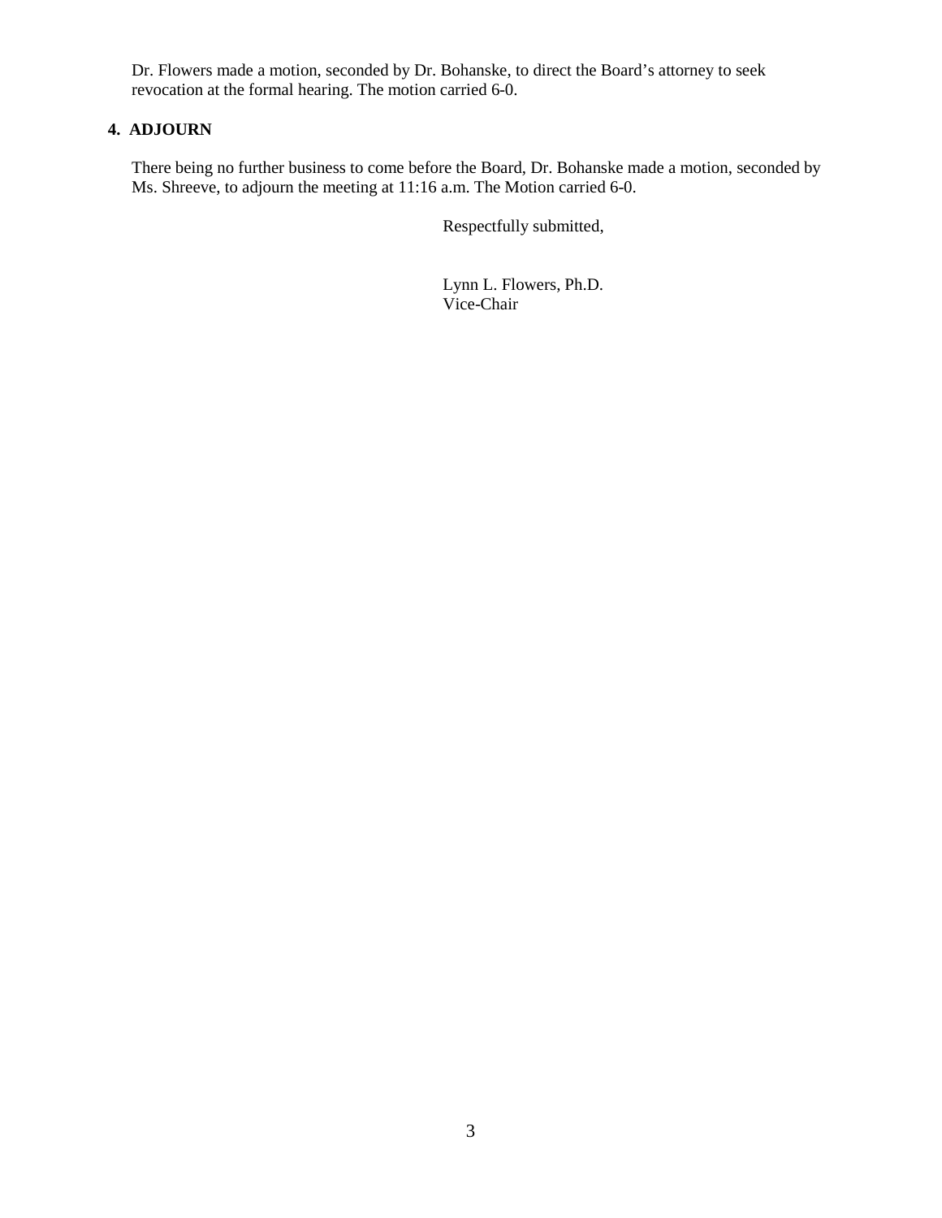Dr. Flowers made a motion, seconded by Dr. Bohanske, to direct the Board's attorney to seek revocation at the formal hearing. The motion carried 6-0.

**4. ADJOURN**

There being no further business to come before the Board, Dr. Bohanske made a motion, seconded by Ms. Shreeve, to adjourn the meeting at 11:16 a.m. The Motion carried 6-0.

Respectfully submitted,

Lynn L. Flowers, Ph.D.
Vice-Chair